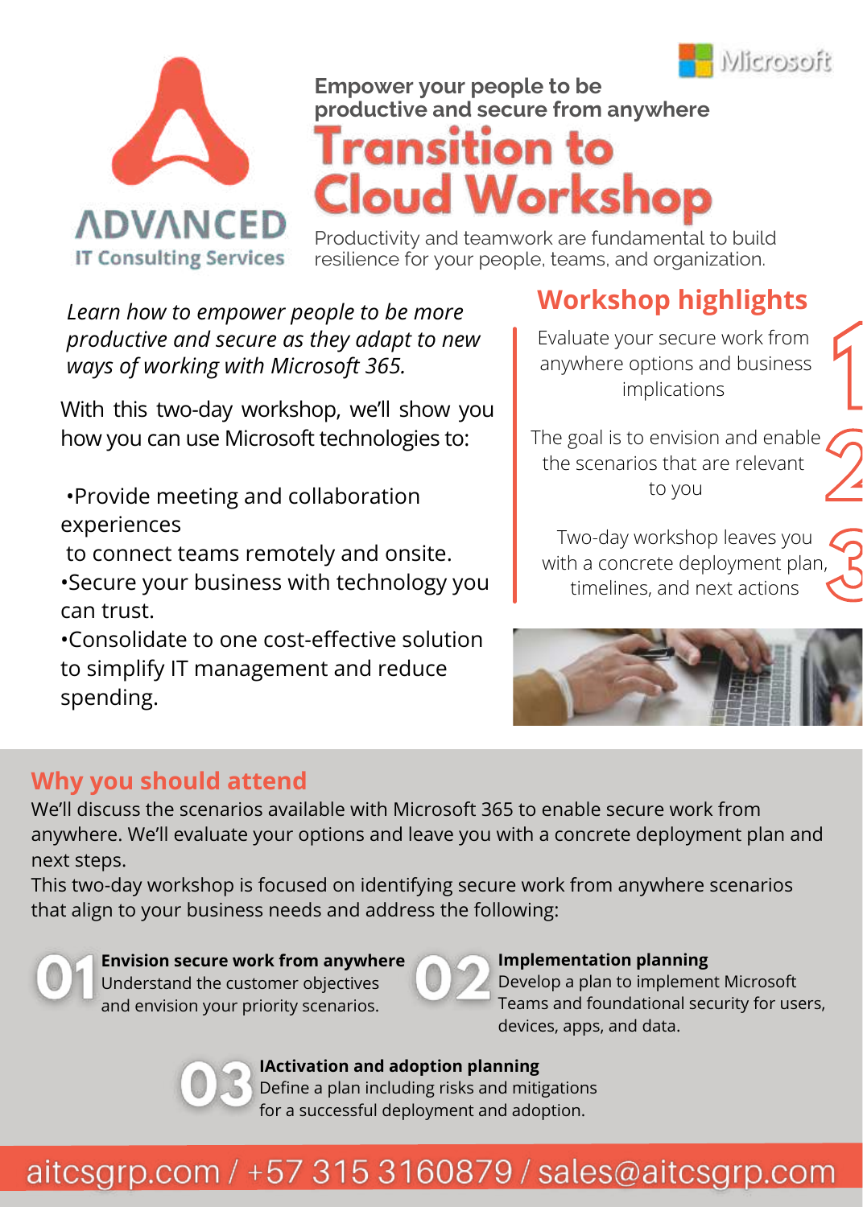ADVANCED
IT Consulting Services

Microsoft

Empower your people to be productive and secure from anywhere

# Transition to Cloud Workshop

Productivity and teamwork are fundamental to build resilience for your people, teams, and organization.

*Learn how to empower people to be more productive and secure as they adapt to new ways of working with Microsoft 365.*

With this two-day workshop, we'll show you how you can use Microsoft technologies to:

- Provide meeting and collaboration experiences to connect teams remotely and onsite.
- Secure your business with technology you can trust.
- Consolidate to one cost-effective solution to simplify IT management and reduce spending.

## Workshop highlights

1. Evaluate your secure work from anywhere options and business implications
2. The goal is to envision and enable the scenarios that are relevant to you
3. Two-day workshop leaves you with a concrete deployment plan, timelines, and next actions

## Why you should attend

We'll discuss the scenarios available with Microsoft 365 to enable secure work from anywhere. We'll evaluate your options and leave you with a concrete deployment plan and next steps.

This two-day workshop is focused on identifying secure work from anywhere scenarios that align to your business needs and address the following:

**01 Envision secure work from anywhere**
Understand the customer objectives and envision your priority scenarios.

**02 Implementation planning**
Develop a plan to implement Microsoft Teams and foundational security for users, devices, apps, and data.

**03 IActivation and adoption planning**
Define a plan including risks and mitigations for a successful deployment and adoption.

aitcsgrp.com / +57 315 3160879 / sales@aitcsgrp.com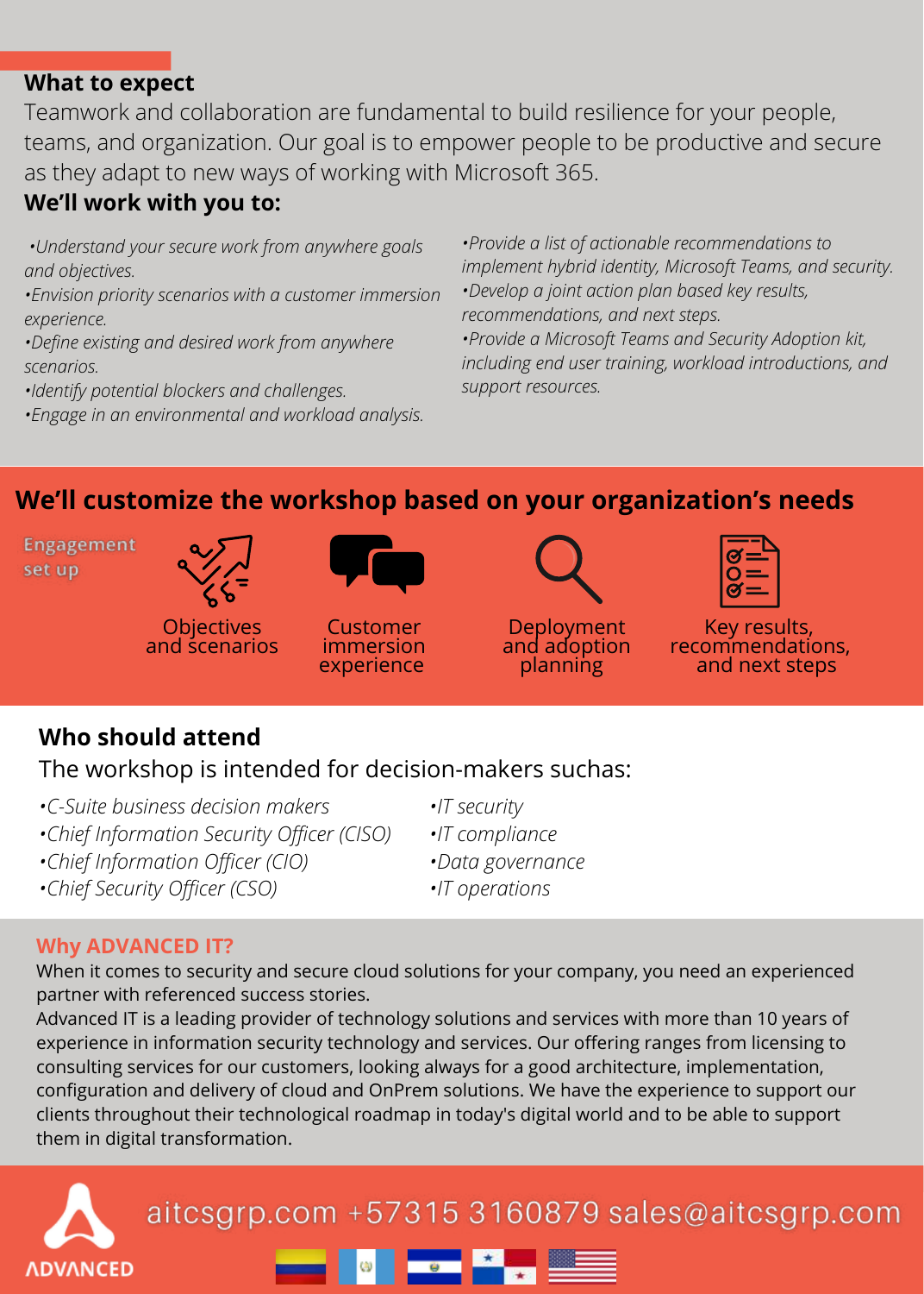## What to expect

Teamwork and collaboration are fundamental to build resilience for your people, teams, and organization. Our goal is to empower people to be productive and secure as they adapt to new ways of working with Microsoft 365.

### We'll work with you to:

- *Understand your secure work from anywhere goals and objectives.*
- *Envision priority scenarios with a customer immersion experience.*
- *Define existing and desired work from anywhere scenarios.*
- *Identify potential blockers and challenges.*
- *Engage in an environmental and workload analysis.*
- *Provide a list of actionable recommendations to implement hybrid identity, Microsoft Teams, and security.*
- *Develop a joint action plan based key results, recommendations, and next steps.*
- *Provide a Microsoft Teams and Security Adoption kit, including end user training, workload introductions, and support resources.*

## We'll customize the workshop based on your organization's needs

Engagement set up

Objectives and scenarios

Customer immersion experience

Deployment and adoption planning

Key results, recommendations, and next steps

## Who should attend

The workshop is intended for decision-makers suchas:

- *C-Suite business decision makers*
- *Chief Information Security Officer (CISO)*
- *Chief Information Officer (CIO)*
- *Chief Security Officer (CSO)*
- *IT security*
- *IT compliance*
- *Data governance*
- *IT operations*

## Why ADVANCED IT?

When it comes to security and secure cloud solutions for your company, you need an experienced partner with referenced success stories.

Advanced IT is a leading provider of technology solutions and services with more than 10 years of experience in information security technology and services. Our offering ranges from licensing to consulting services for our customers, looking always for a good architecture, implementation, configuration and delivery of cloud and OnPrem solutions. We have the experience to support our clients throughout their technological roadmap in today's digital world and to be able to support them in digital transformation.

ADVANCED

aitcsgrp.com +57315 3160879 sales@aitcsgrp.com